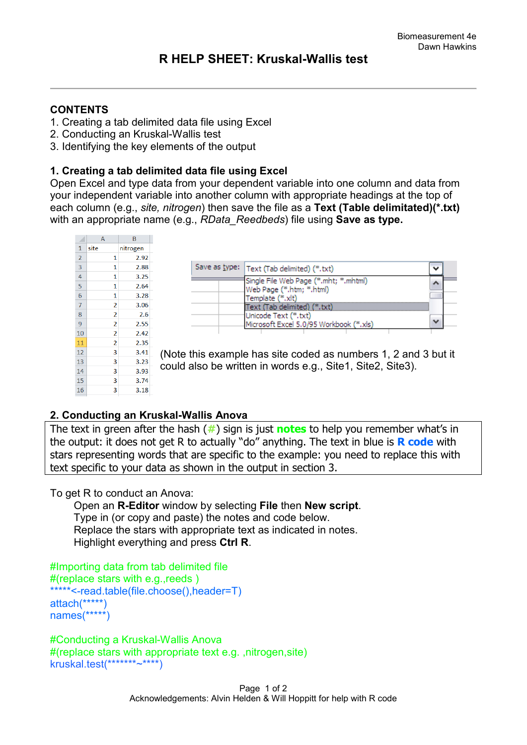# R HELP SHEET: Kruskal-Wallis test

**CONTENTS**

1. Creating a tab delimited data file using Excel
2. Conducting an Kruskal-Wallis test
3. Identifying the key elements of the output

## 1. Creating a tab delimited data file using Excel

Open Excel and type data from your dependent variable into one column and data from your independent variable into another column with appropriate headings at the top of each column (e.g., *site, nitrogen*) then save the file as a **Text (Table delimitated)(\*.txt)** with an appropriate name (e.g., *RData_Reedbeds*) file using **Save as type.**

| | A | B |
|---|---|---|
| 1 | site | nitrogen |
| 2 | 1 | 2.92 |
| 3 | 1 | 2.88 |
| 4 | 1 | 3.25 |
| 5 | 1 | 2.64 |
| 6 | 1 | 3.28 |
| 7 | 2 | 3.06 |
| 8 | 2 | 2.6 |
| 9 | 2 | 2.55 |
| 10 | 2 | 2.42 |
| 11 | 2 | 2.35 |
| 12 | 3 | 3.41 |
| 13 | 3 | 3.23 |
| 14 | 3 | 3.93 |
| 15 | 3 | 3.74 |
| 16 | 3 | 3.18 |

Save as type: Text (Tab delimited) (*.txt)
- Single File Web Page (*.mht; *.mhtml)
- Web Page (*.htm; *.html)
- Template (*.xlt)
- Text (Tab delimited) (*.txt)
- Unicode Text (*.txt)
- Microsoft Excel 5.0/95 Workbook (*.xls)

(Note this example has site coded as numbers 1, 2 and 3 but it could also be written in words e.g., Site1, Site2, Site3).

## 2. Conducting an Kruskal-Wallis Anova

The text in green after the hash (#) sign is just **notes** to help you remember what's in the output: it does not get R to actually "do" anything. The text in blue is **R code** with stars representing words that are specific to the example: you need to replace this with text specific to your data as shown in the output in section 3.

To get R to conduct an Anova:

Open an **R-Editor** window by selecting **File** then **New script**.
Type in (or copy and paste) the notes and code below.
Replace the stars with appropriate text as indicated in notes.
Highlight everything and press **Ctrl R**.

```
#Importing data from tab delimited file
#(replace stars with e.g.,reeds )
*****<-read.table(file.choose(),header=T)
attach(*****)
names(*****)

#Conducting a Kruskal-Wallis Anova
#(replace stars with appropriate text e.g. ,nitrogen,site)
kruskal.test(*******~****)
```

Acknowledgements: Alvin Helden & Will Hoppitt for help with R code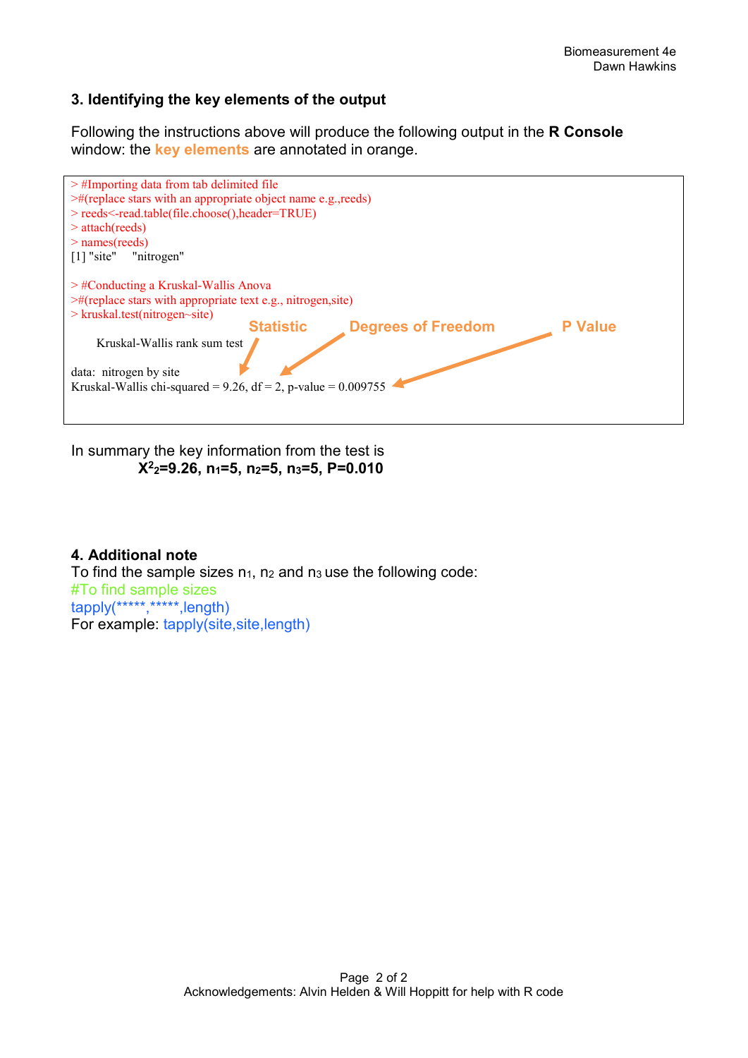### 3. Identifying the key elements of the output

Following the instructions above will produce the following output in the **R Console** window: the **key elements** are annotated in orange.

```
> #Importing data from tab delimited file
>#(replace stars with an appropriate object name e.g.,reeds)
> reeds<-read.table(file.choose(),header=TRUE)
> attach(reeds)
> names(reeds)
[1] "site"     "nitrogen"

> #Conducting a Kruskal-Wallis Anova
>#(replace stars with appropriate text e.g., nitrogen,site)
> kruskal.test(nitrogen~site)

        Kruskal-Wallis rank sum test

data:  nitrogen by site
Kruskal-Wallis chi-squared = 9.26, df = 2, p-value = 0.009755
```

Statistic

Degrees of Freedom

P Value

In summary the key information from the test is

**$X^2_2$=9.26, $n_1$=5, $n_2$=5, $n_3$=5, P=0.010**

### 4. Additional note

To find the sample sizes $n_1$, $n_2$ and $n_3$ use the following code:

```
#To find sample sizes
tapply(*****,*****,length)
```

For example: `tapply(site,site,length)`